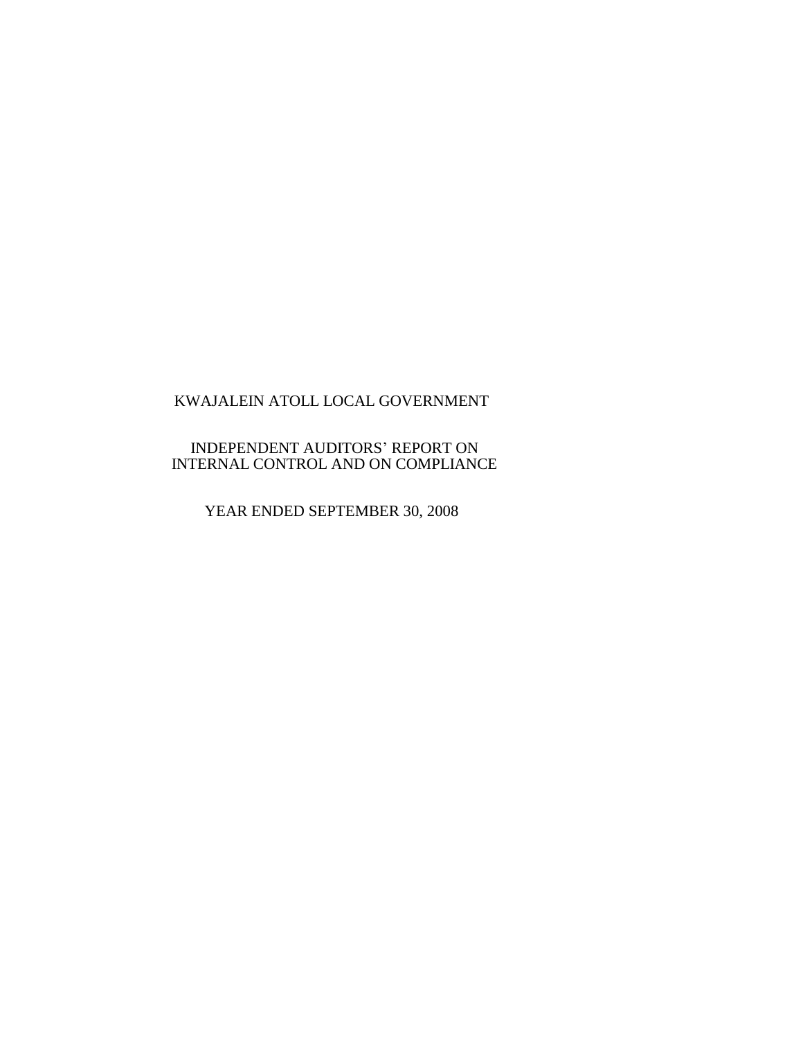# KWAJALEIN ATOLL LOCAL GOVERNMENT

## INDEPENDENT AUDITORS' REPORT ON INTERNAL CONTROL AND ON COMPLIANCE

### YEAR ENDED SEPTEMBER 30, 2008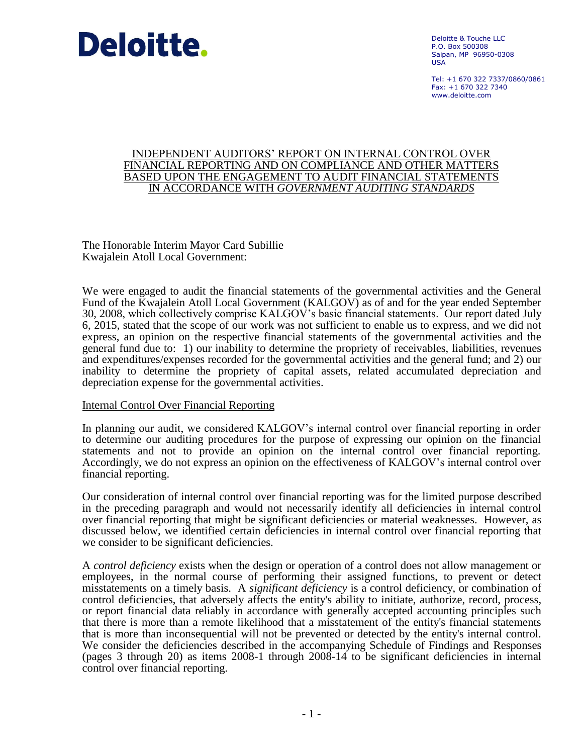Deloitte & Touche LLC
P.O. Box 500308
Saipan, MP 96950-0308
USA

Tel: +1 670 322 7337/0860/0861
Fax: +1 670 322 7340
www.deloitte.com

# INDEPENDENT AUDITORS' REPORT ON INTERNAL CONTROL OVER FINANCIAL REPORTING AND ON COMPLIANCE AND OTHER MATTERS BASED UPON THE ENGAGEMENT TO AUDIT FINANCIAL STATEMENTS IN ACCORDANCE WITH *GOVERNMENT AUDITING STANDARDS*

The Honorable Interim Mayor Card Subillie
Kwajalein Atoll Local Government:

We were engaged to audit the financial statements of the governmental activities and the General Fund of the Kwajalein Atoll Local Government (KALGOV) as of and for the year ended September 30, 2008, which collectively comprise KALGOV's basic financial statements. Our report dated July 6, 2015, stated that the scope of our work was not sufficient to enable us to express, and we did not express, an opinion on the respective financial statements of the governmental activities and the general fund due to: 1) our inability to determine the propriety of receivables, liabilities, revenues and expenditures/expenses recorded for the governmental activities and the general fund; and 2) our inability to determine the propriety of capital assets, related accumulated depreciation and depreciation expense for the governmental activities.

## Internal Control Over Financial Reporting

In planning our audit, we considered KALGOV's internal control over financial reporting in order to determine our auditing procedures for the purpose of expressing our opinion on the financial statements and not to provide an opinion on the internal control over financial reporting. Accordingly, we do not express an opinion on the effectiveness of KALGOV's internal control over financial reporting.

Our consideration of internal control over financial reporting was for the limited purpose described in the preceding paragraph and would not necessarily identify all deficiencies in internal control over financial reporting that might be significant deficiencies or material weaknesses. However, as discussed below, we identified certain deficiencies in internal control over financial reporting that we consider to be significant deficiencies.

A *control deficiency* exists when the design or operation of a control does not allow management or employees, in the normal course of performing their assigned functions, to prevent or detect misstatements on a timely basis. A *significant deficiency* is a control deficiency, or combination of control deficiencies, that adversely affects the entity's ability to initiate, authorize, record, process, or report financial data reliably in accordance with generally accepted accounting principles such that there is more than a remote likelihood that a misstatement of the entity's financial statements that is more than inconsequential will not be prevented or detected by the entity's internal control. We consider the deficiencies described in the accompanying Schedule of Findings and Responses (pages 3 through 20) as items 2008-1 through 2008-14 to be significant deficiencies in internal control over financial reporting.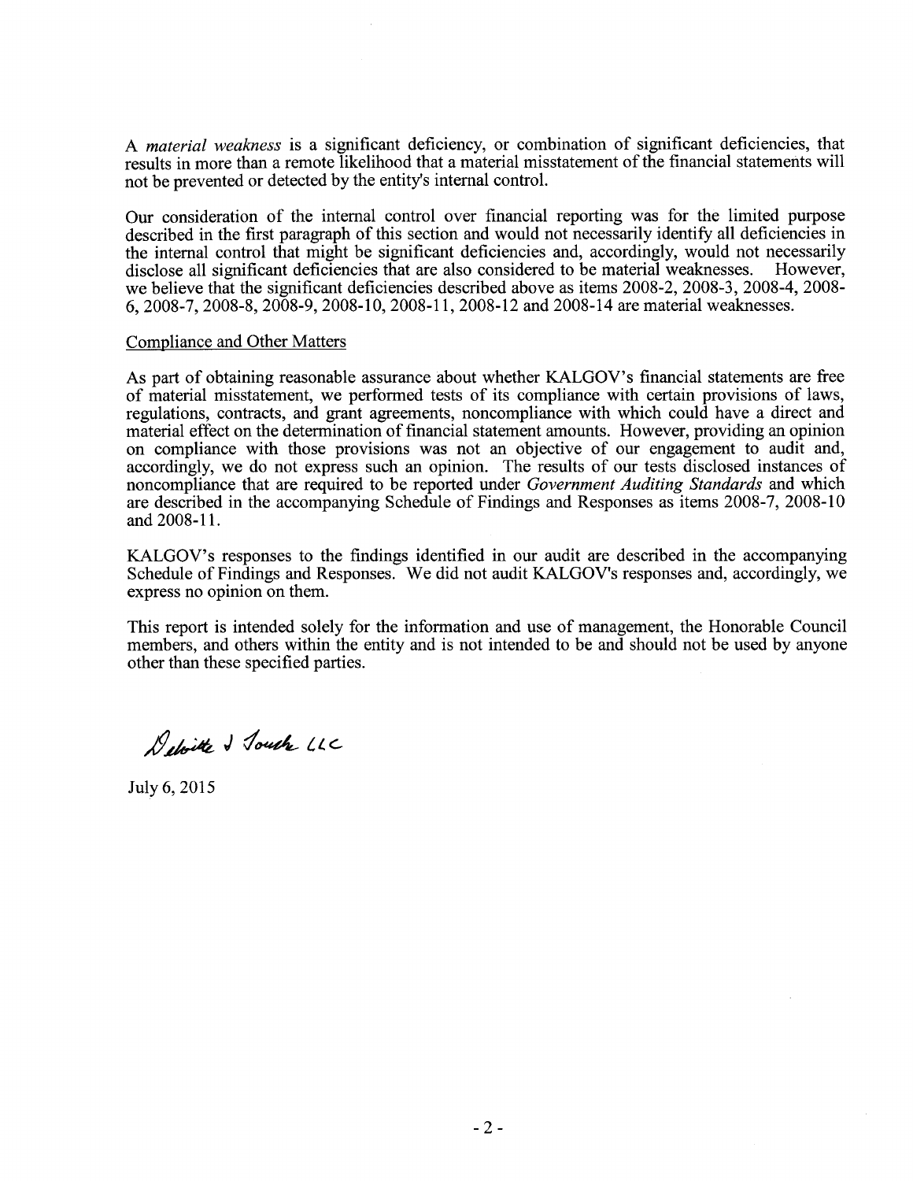A *material weakness* is a significant deficiency, or combination of significant deficiencies, that results in more than a remote likelihood that a material misstatement of the financial statements will not be prevented or detected by the entity's internal control.

Our consideration of the internal control over financial reporting was for the limited purpose described in the first paragraph of this section and would not necessarily identify all deficiencies in the internal control that might be significant deficiencies and, accordingly, would not necessarily disclose all significant deficiencies that are also considered to be material weaknesses. However, we believe that the significant deficiencies described above as items 2008-2, 2008-3, 2008-4, 2008-6, 2008-7, 2008-8, 2008-9, 2008-10, 2008-11, 2008-12 and 2008-14 are material weaknesses.

Compliance and Other Matters

As part of obtaining reasonable assurance about whether KALGOV's financial statements are free of material misstatement, we performed tests of its compliance with certain provisions of laws, regulations, contracts, and grant agreements, noncompliance with which could have a direct and material effect on the determination of financial statement amounts. However, providing an opinion on compliance with those provisions was not an objective of our engagement to audit and, accordingly, we do not express such an opinion. The results of our tests disclosed instances of noncompliance that are required to be reported under *Government Auditing Standards* and which are described in the accompanying Schedule of Findings and Responses as items 2008-7, 2008-10 and 2008-11.

KALGOV's responses to the findings identified in our audit are described in the accompanying Schedule of Findings and Responses. We did not audit KALGOV's responses and, accordingly, we express no opinion on them.

This report is intended solely for the information and use of management, the Honorable Council members, and others within the entity and is not intended to be and should not be used by anyone other than these specified parties.

Deloitte & Touche LLC

July 6, 2015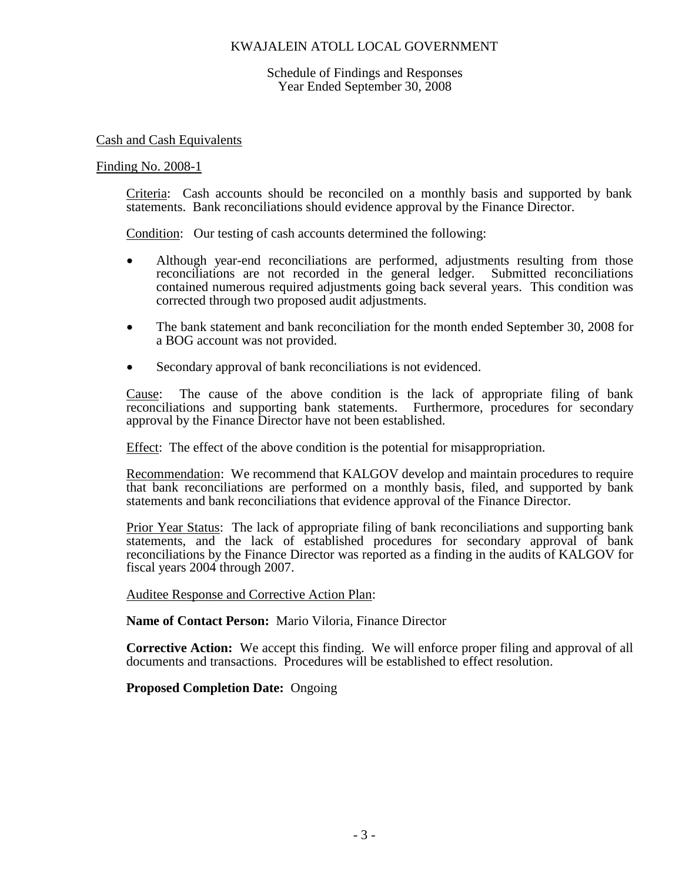# KWAJALEIN ATOLL LOCAL GOVERNMENT

Schedule of Findings and Responses
Year Ended September 30, 2008

## Cash and Cash Equivalents

### Finding No. 2008-1

Criteria: Cash accounts should be reconciled on a monthly basis and supported by bank statements. Bank reconciliations should evidence approval by the Finance Director.

Condition: Our testing of cash accounts determined the following:

- Although year-end reconciliations are performed, adjustments resulting from those reconciliations are not recorded in the general ledger. Submitted reconciliations contained numerous required adjustments going back several years. This condition was corrected through two proposed audit adjustments.
- The bank statement and bank reconciliation for the month ended September 30, 2008 for a BOG account was not provided.
- Secondary approval of bank reconciliations is not evidenced.

Cause: The cause of the above condition is the lack of appropriate filing of bank reconciliations and supporting bank statements. Furthermore, procedures for secondary approval by the Finance Director have not been established.

Effect: The effect of the above condition is the potential for misappropriation.

Recommendation: We recommend that KALGOV develop and maintain procedures to require that bank reconciliations are performed on a monthly basis, filed, and supported by bank statements and bank reconciliations that evidence approval of the Finance Director.

Prior Year Status: The lack of appropriate filing of bank reconciliations and supporting bank statements, and the lack of established procedures for secondary approval of bank reconciliations by the Finance Director was reported as a finding in the audits of KALGOV for fiscal years 2004 through 2007.

Auditee Response and Corrective Action Plan:

**Name of Contact Person:** Mario Viloria, Finance Director

**Corrective Action:** We accept this finding. We will enforce proper filing and approval of all documents and transactions. Procedures will be established to effect resolution.

**Proposed Completion Date:** Ongoing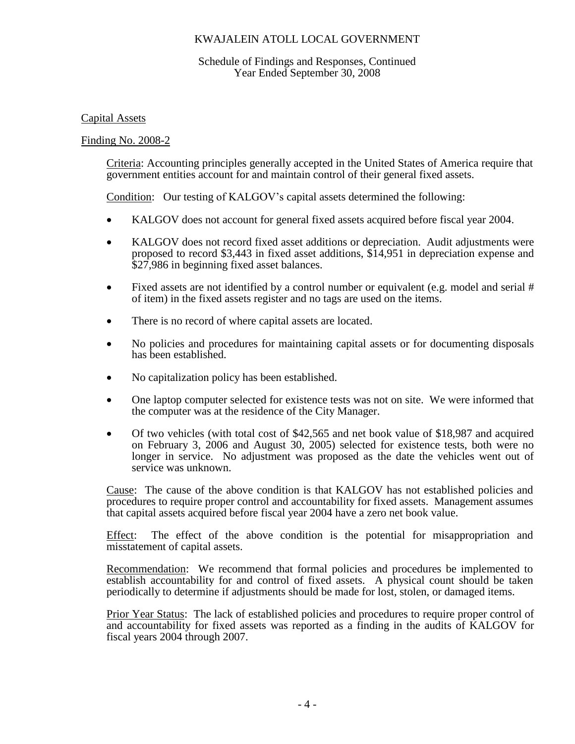KWAJALEIN ATOLL LOCAL GOVERNMENT

Schedule of Findings and Responses, Continued
Year Ended September 30, 2008

Capital Assets

Finding No. 2008-2

Criteria: Accounting principles generally accepted in the United States of America require that government entities account for and maintain control of their general fixed assets.

Condition: Our testing of KALGOV's capital assets determined the following:

- KALGOV does not account for general fixed assets acquired before fiscal year 2004.
- KALGOV does not record fixed asset additions or depreciation. Audit adjustments were proposed to record $3,443 in fixed asset additions, $14,951 in depreciation expense and $27,986 in beginning fixed asset balances.
- Fixed assets are not identified by a control number or equivalent (e.g. model and serial # of item) in the fixed assets register and no tags are used on the items.
- There is no record of where capital assets are located.
- No policies and procedures for maintaining capital assets or for documenting disposals has been established.
- No capitalization policy has been established.
- One laptop computer selected for existence tests was not on site. We were informed that the computer was at the residence of the City Manager.
- Of two vehicles (with total cost of $42,565 and net book value of $18,987 and acquired on February 3, 2006 and August 30, 2005) selected for existence tests, both were no longer in service. No adjustment was proposed as the date the vehicles went out of service was unknown.

Cause: The cause of the above condition is that KALGOV has not established policies and procedures to require proper control and accountability for fixed assets. Management assumes that capital assets acquired before fiscal year 2004 have a zero net book value.

Effect: The effect of the above condition is the potential for misappropriation and misstatement of capital assets.

Recommendation: We recommend that formal policies and procedures be implemented to establish accountability for and control of fixed assets. A physical count should be taken periodically to determine if adjustments should be made for lost, stolen, or damaged items.

Prior Year Status: The lack of established policies and procedures to require proper control of and accountability for fixed assets was reported as a finding in the audits of KALGOV for fiscal years 2004 through 2007.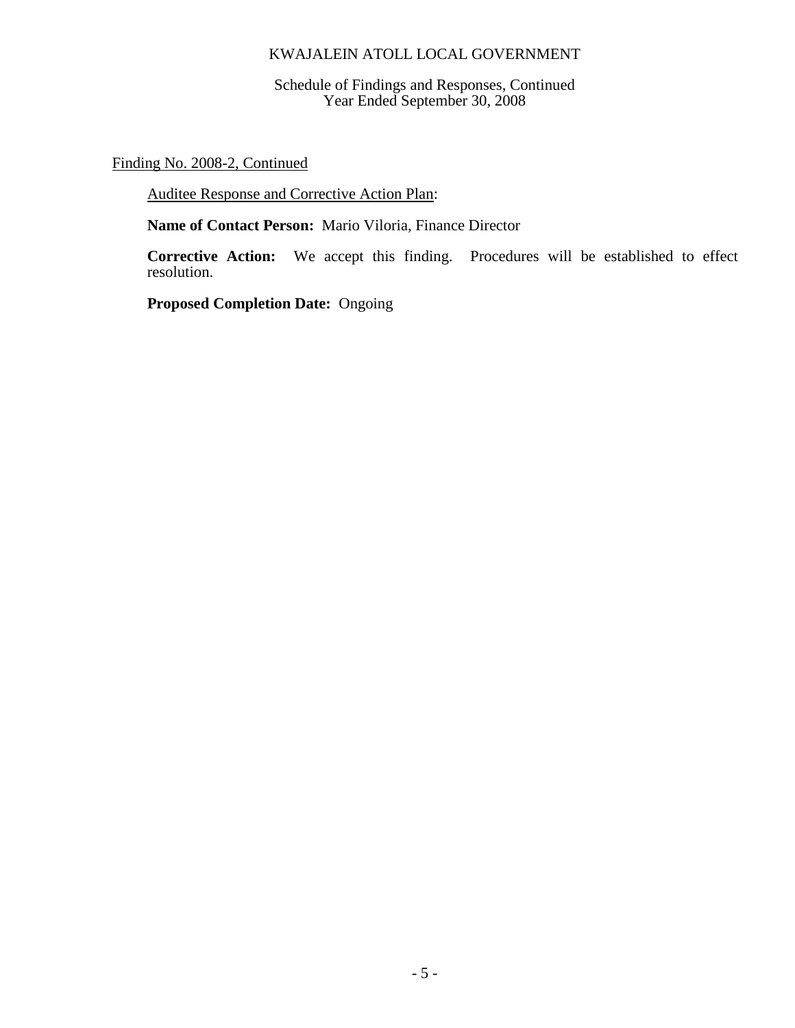Finding No. 2008-2, Continued

Auditee Response and Corrective Action Plan:

**Name of Contact Person:** Mario Viloria, Finance Director

**Corrective Action:** We accept this finding. Procedures will be established to effect resolution.

**Proposed Completion Date:** Ongoing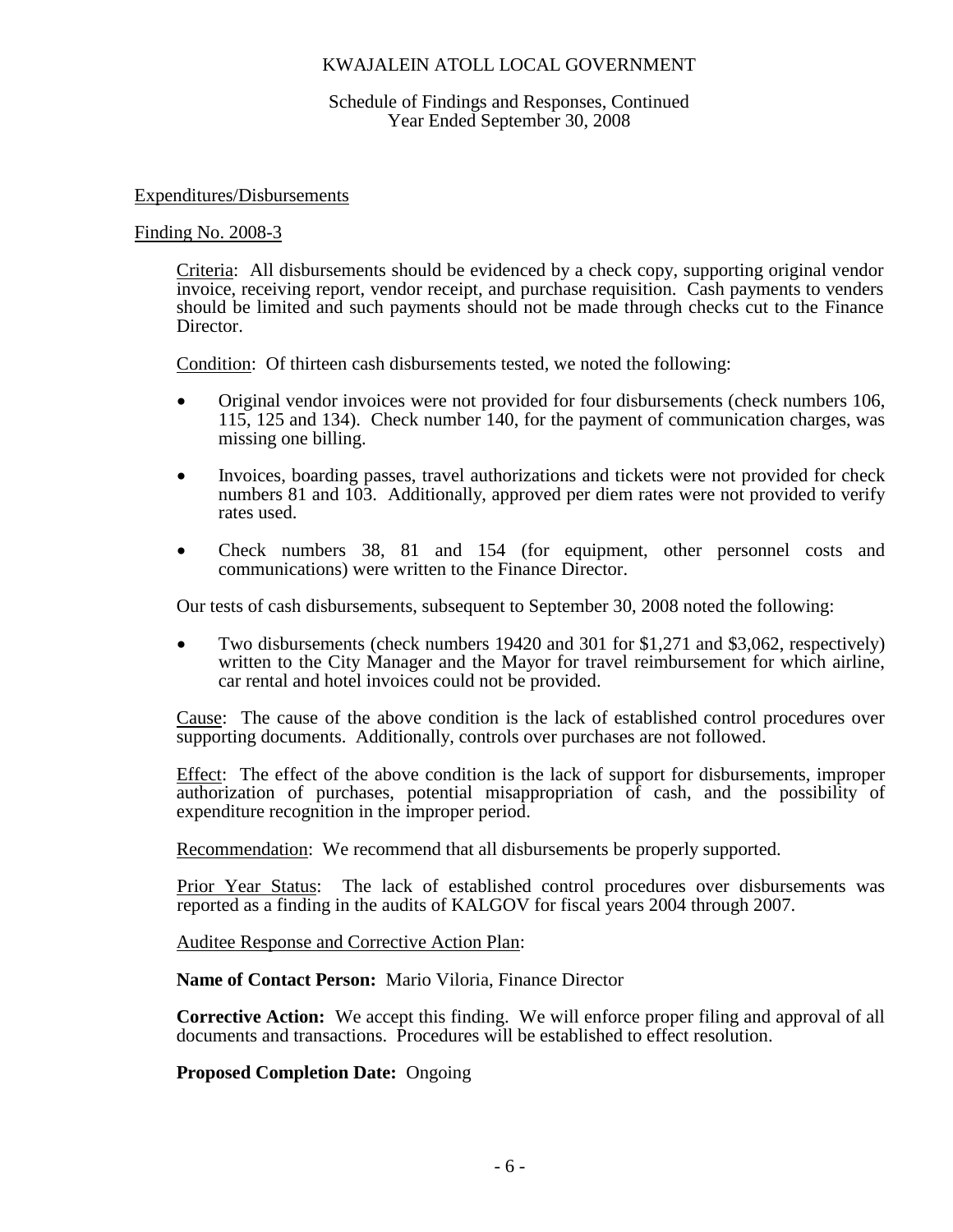KWAJALEIN ATOLL LOCAL GOVERNMENT

Schedule of Findings and Responses, Continued
Year Ended September 30, 2008

Expenditures/Disbursements

Finding No. 2008-3

Criteria: All disbursements should be evidenced by a check copy, supporting original vendor invoice, receiving report, vendor receipt, and purchase requisition. Cash payments to venders should be limited and such payments should not be made through checks cut to the Finance Director.

Condition: Of thirteen cash disbursements tested, we noted the following:

- Original vendor invoices were not provided for four disbursements (check numbers 106, 115, 125 and 134). Check number 140, for the payment of communication charges, was missing one billing.
- Invoices, boarding passes, travel authorizations and tickets were not provided for check numbers 81 and 103. Additionally, approved per diem rates were not provided to verify rates used.
- Check numbers 38, 81 and 154 (for equipment, other personnel costs and communications) were written to the Finance Director.

Our tests of cash disbursements, subsequent to September 30, 2008 noted the following:

- Two disbursements (check numbers 19420 and 301 for $1,271 and $3,062, respectively) written to the City Manager and the Mayor for travel reimbursement for which airline, car rental and hotel invoices could not be provided.

Cause: The cause of the above condition is the lack of established control procedures over supporting documents. Additionally, controls over purchases are not followed.

Effect: The effect of the above condition is the lack of support for disbursements, improper authorization of purchases, potential misappropriation of cash, and the possibility of expenditure recognition in the improper period.

Recommendation: We recommend that all disbursements be properly supported.

Prior Year Status: The lack of established control procedures over disbursements was reported as a finding in the audits of KALGOV for fiscal years 2004 through 2007.

Auditee Response and Corrective Action Plan:

**Name of Contact Person:** Mario Viloria, Finance Director

**Corrective Action:** We accept this finding. We will enforce proper filing and approval of all documents and transactions. Procedures will be established to effect resolution.

**Proposed Completion Date:** Ongoing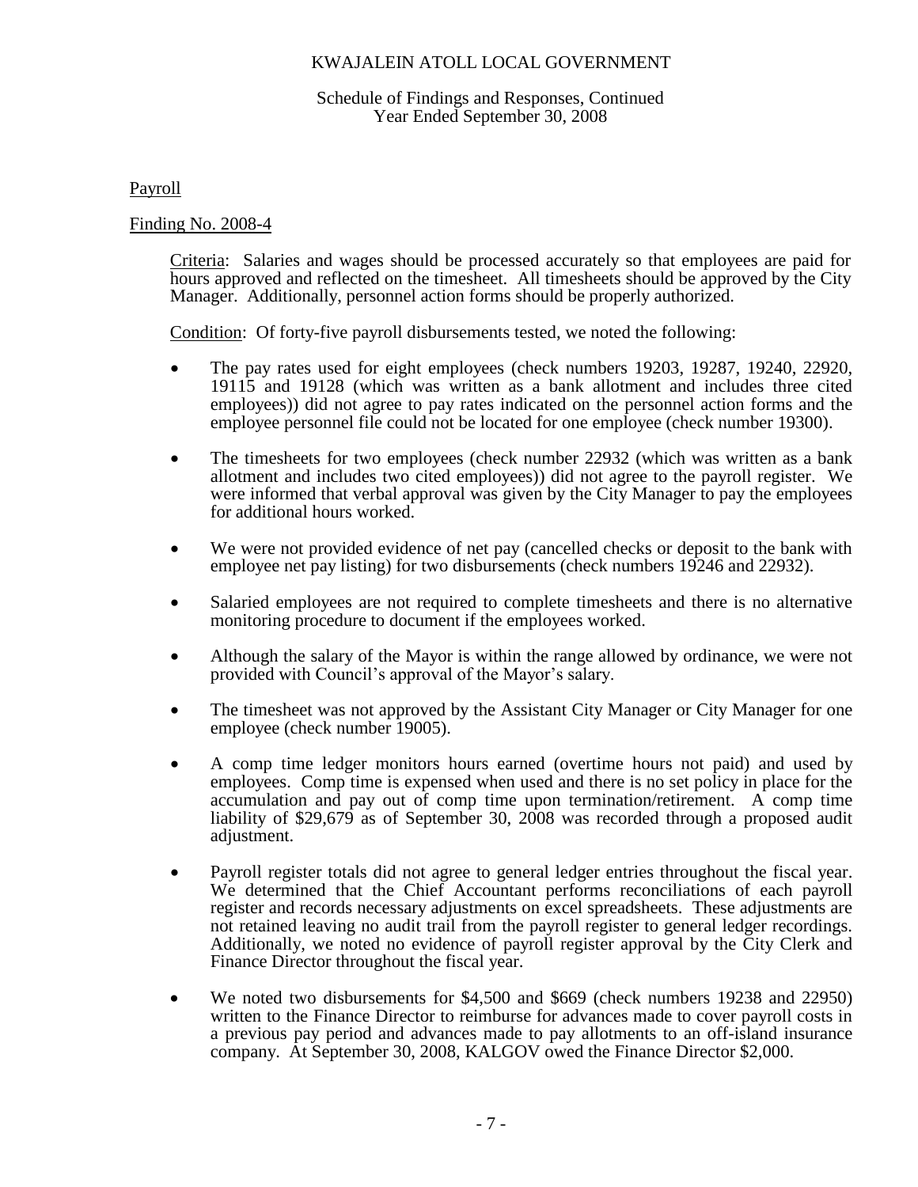KWAJALEIN ATOLL LOCAL GOVERNMENT

Schedule of Findings and Responses, Continued
Year Ended September 30, 2008

Payroll

Finding No. 2008-4

Criteria: Salaries and wages should be processed accurately so that employees are paid for hours approved and reflected on the timesheet. All timesheets should be approved by the City Manager. Additionally, personnel action forms should be properly authorized.

Condition: Of forty-five payroll disbursements tested, we noted the following:

- The pay rates used for eight employees (check numbers 19203, 19287, 19240, 22920, 19115 and 19128 (which was written as a bank allotment and includes three cited employees)) did not agree to pay rates indicated on the personnel action forms and the employee personnel file could not be located for one employee (check number 19300).

- The timesheets for two employees (check number 22932 (which was written as a bank allotment and includes two cited employees)) did not agree to the payroll register. We were informed that verbal approval was given by the City Manager to pay the employees for additional hours worked.

- We were not provided evidence of net pay (cancelled checks or deposit to the bank with employee net pay listing) for two disbursements (check numbers 19246 and 22932).

- Salaried employees are not required to complete timesheets and there is no alternative monitoring procedure to document if the employees worked.

- Although the salary of the Mayor is within the range allowed by ordinance, we were not provided with Council's approval of the Mayor's salary.

- The timesheet was not approved by the Assistant City Manager or City Manager for one employee (check number 19005).

- A comp time ledger monitors hours earned (overtime hours not paid) and used by employees. Comp time is expensed when used and there is no set policy in place for the accumulation and pay out of comp time upon termination/retirement. A comp time liability of $29,679 as of September 30, 2008 was recorded through a proposed audit adjustment.

- Payroll register totals did not agree to general ledger entries throughout the fiscal year. We determined that the Chief Accountant performs reconciliations of each payroll register and records necessary adjustments on excel spreadsheets. These adjustments are not retained leaving no audit trail from the payroll register to general ledger recordings. Additionally, we noted no evidence of payroll register approval by the City Clerk and Finance Director throughout the fiscal year.

- We noted two disbursements for $4,500 and $669 (check numbers 19238 and 22950) written to the Finance Director to reimburse for advances made to cover payroll costs in a previous pay period and advances made to pay allotments to an off-island insurance company. At September 30, 2008, KALGOV owed the Finance Director $2,000.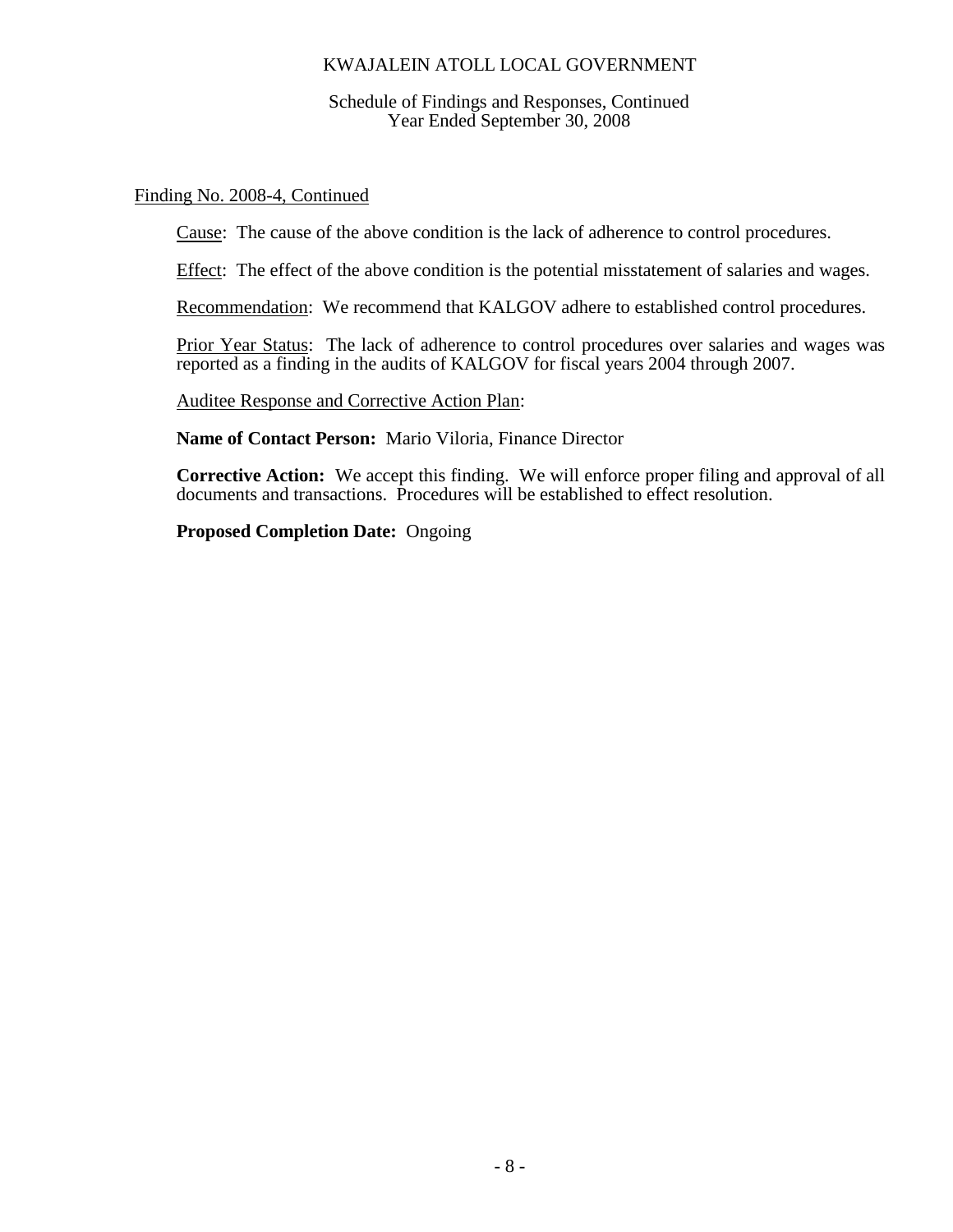# KWAJALEIN ATOLL LOCAL GOVERNMENT

Schedule of Findings and Responses, Continued
Year Ended September 30, 2008

Finding No. 2008-4, Continued

Cause: The cause of the above condition is the lack of adherence to control procedures.

Effect: The effect of the above condition is the potential misstatement of salaries and wages.

Recommendation: We recommend that KALGOV adhere to established control procedures.

Prior Year Status: The lack of adherence to control procedures over salaries and wages was reported as a finding in the audits of KALGOV for fiscal years 2004 through 2007.

Auditee Response and Corrective Action Plan:

**Name of Contact Person:** Mario Viloria, Finance Director

**Corrective Action:** We accept this finding. We will enforce proper filing and approval of all documents and transactions. Procedures will be established to effect resolution.

**Proposed Completion Date:** Ongoing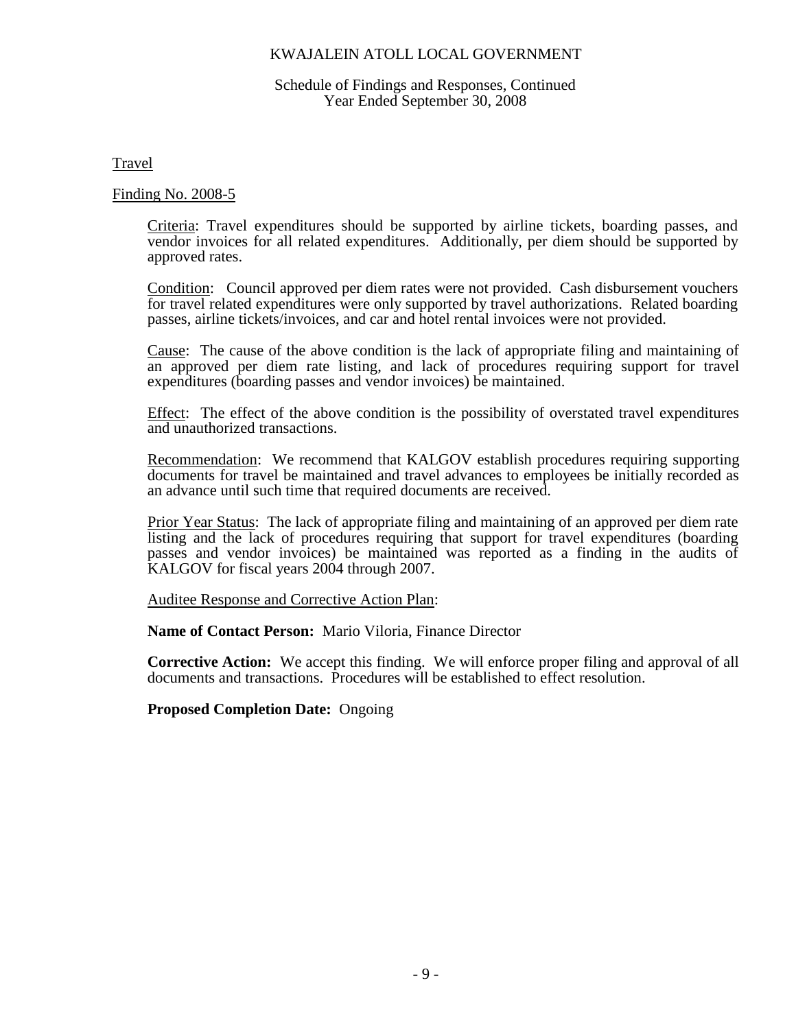KWAJALEIN ATOLL LOCAL GOVERNMENT

Schedule of Findings and Responses, Continued
Year Ended September 30, 2008

## Travel

### Finding No. 2008-5

Criteria: Travel expenditures should be supported by airline tickets, boarding passes, and vendor invoices for all related expenditures. Additionally, per diem should be supported by approved rates.

Condition: Council approved per diem rates were not provided. Cash disbursement vouchers for travel related expenditures were only supported by travel authorizations. Related boarding passes, airline tickets/invoices, and car and hotel rental invoices were not provided.

Cause: The cause of the above condition is the lack of appropriate filing and maintaining of an approved per diem rate listing, and lack of procedures requiring support for travel expenditures (boarding passes and vendor invoices) be maintained.

Effect: The effect of the above condition is the possibility of overstated travel expenditures and unauthorized transactions.

Recommendation: We recommend that KALGOV establish procedures requiring supporting documents for travel be maintained and travel advances to employees be initially recorded as an advance until such time that required documents are received.

Prior Year Status: The lack of appropriate filing and maintaining of an approved per diem rate listing and the lack of procedures requiring that support for travel expenditures (boarding passes and vendor invoices) be maintained was reported as a finding in the audits of KALGOV for fiscal years 2004 through 2007.

Auditee Response and Corrective Action Plan:

**Name of Contact Person:** Mario Viloria, Finance Director

**Corrective Action:** We accept this finding. We will enforce proper filing and approval of all documents and transactions. Procedures will be established to effect resolution.

**Proposed Completion Date:** Ongoing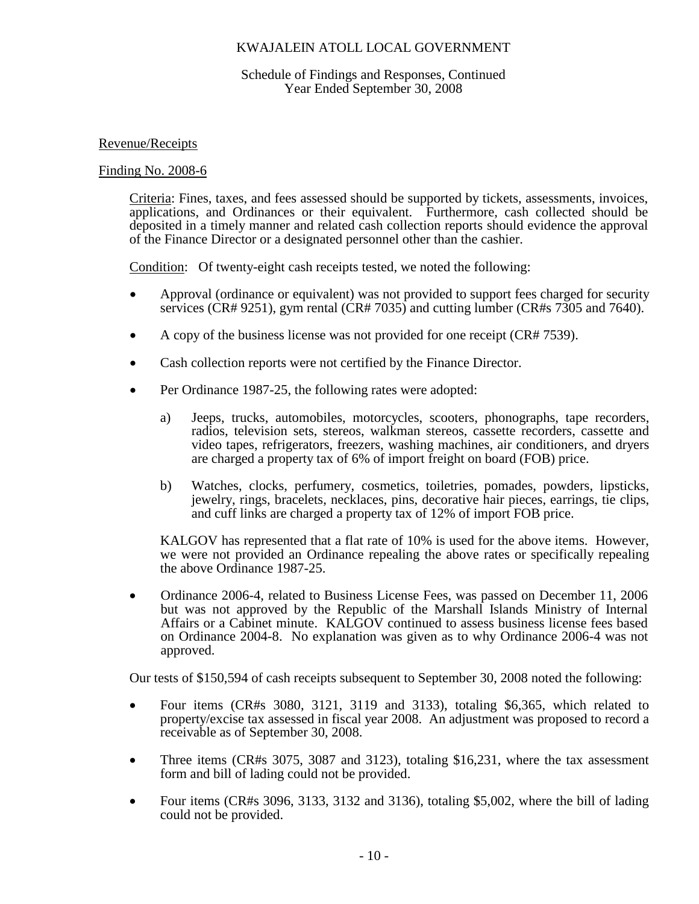KWAJALEIN ATOLL LOCAL GOVERNMENT

Schedule of Findings and Responses, Continued
Year Ended September 30, 2008

Revenue/Receipts

Finding No. 2008-6

Criteria: Fines, taxes, and fees assessed should be supported by tickets, assessments, invoices, applications, and Ordinances or their equivalent. Furthermore, cash collected should be deposited in a timely manner and related cash collection reports should evidence the approval of the Finance Director or a designated personnel other than the cashier.

Condition: Of twenty-eight cash receipts tested, we noted the following:

- Approval (ordinance or equivalent) was not provided to support fees charged for security services (CR# 9251), gym rental (CR# 7035) and cutting lumber (CR#s 7305 and 7640).
- A copy of the business license was not provided for one receipt (CR# 7539).
- Cash collection reports were not certified by the Finance Director.
- Per Ordinance 1987-25, the following rates were adopted:

  a) Jeeps, trucks, automobiles, motorcycles, scooters, phonographs, tape recorders, radios, television sets, stereos, walkman stereos, cassette recorders, cassette and video tapes, refrigerators, freezers, washing machines, air conditioners, and dryers are charged a property tax of 6% of import freight on board (FOB) price.

  b) Watches, clocks, perfumery, cosmetics, toiletries, pomades, powders, lipsticks, jewelry, rings, bracelets, necklaces, pins, decorative hair pieces, earrings, tie clips, and cuff links are charged a property tax of 12% of import FOB price.

  KALGOV has represented that a flat rate of 10% is used for the above items. However, we were not provided an Ordinance repealing the above rates or specifically repealing the above Ordinance 1987-25.

- Ordinance 2006-4, related to Business License Fees, was passed on December 11, 2006 but was not approved by the Republic of the Marshall Islands Ministry of Internal Affairs or a Cabinet minute. KALGOV continued to assess business license fees based on Ordinance 2004-8. No explanation was given as to why Ordinance 2006-4 was not approved.

Our tests of $150,594 of cash receipts subsequent to September 30, 2008 noted the following:

- Four items (CR#s 3080, 3121, 3119 and 3133), totaling $6,365, which related to property/excise tax assessed in fiscal year 2008. An adjustment was proposed to record a receivable as of September 30, 2008.
- Three items (CR#s 3075, 3087 and 3123), totaling $16,231, where the tax assessment form and bill of lading could not be provided.
- Four items (CR#s 3096, 3133, 3132 and 3136), totaling $5,002, where the bill of lading could not be provided.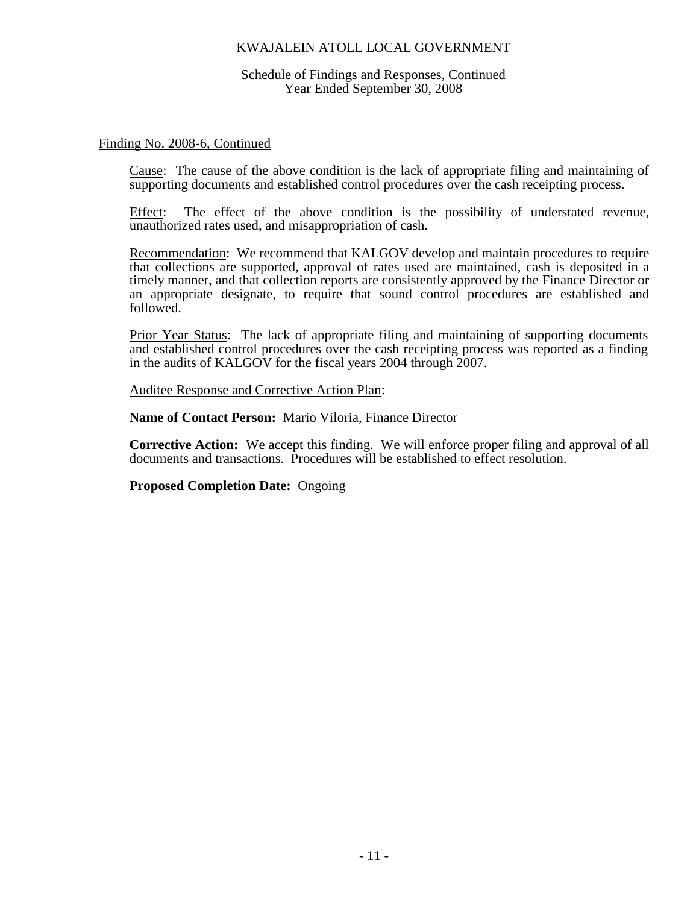KWAJALEIN ATOLL LOCAL GOVERNMENT

Schedule of Findings and Responses, Continued
Year Ended September 30, 2008

Finding No. 2008-6, Continued

Cause: The cause of the above condition is the lack of appropriate filing and maintaining of supporting documents and established control procedures over the cash receipting process.

Effect: The effect of the above condition is the possibility of understated revenue, unauthorized rates used, and misappropriation of cash.

Recommendation: We recommend that KALGOV develop and maintain procedures to require that collections are supported, approval of rates used are maintained, cash is deposited in a timely manner, and that collection reports are consistently approved by the Finance Director or an appropriate designate, to require that sound control procedures are established and followed.

Prior Year Status: The lack of appropriate filing and maintaining of supporting documents and established control procedures over the cash receipting process was reported as a finding in the audits of KALGOV for the fiscal years 2004 through 2007.

Auditee Response and Corrective Action Plan:

**Name of Contact Person:** Mario Viloria, Finance Director

**Corrective Action:** We accept this finding. We will enforce proper filing and approval of all documents and transactions. Procedures will be established to effect resolution.

**Proposed Completion Date:** Ongoing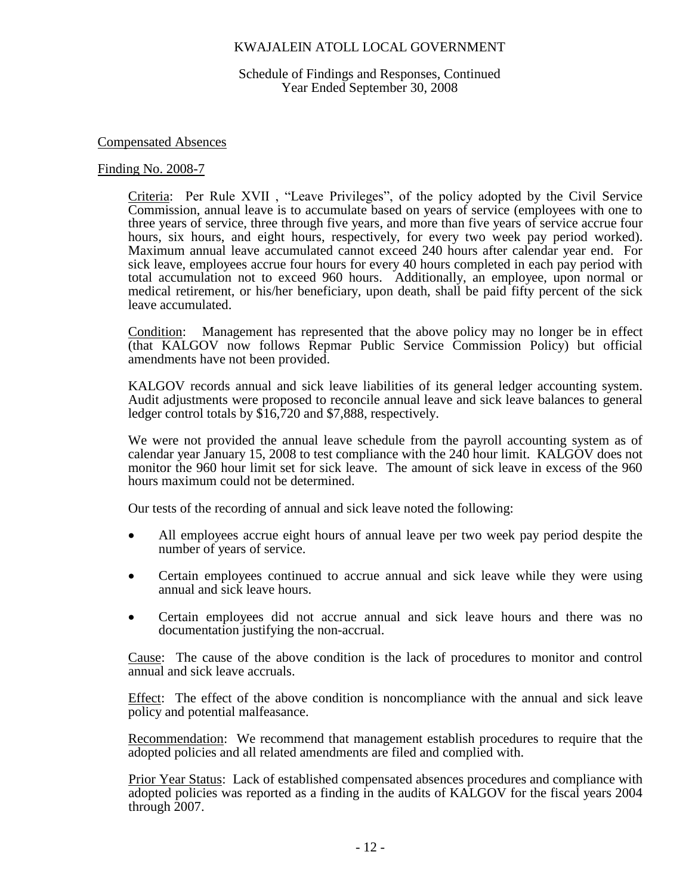# KWAJALEIN ATOLL LOCAL GOVERNMENT

Schedule of Findings and Responses, Continued
Year Ended September 30, 2008

## Compensated Absences

### Finding No. 2008-7

Criteria: Per Rule XVII , "Leave Privileges", of the policy adopted by the Civil Service Commission, annual leave is to accumulate based on years of service (employees with one to three years of service, three through five years, and more than five years of service accrue four hours, six hours, and eight hours, respectively, for every two week pay period worked). Maximum annual leave accumulated cannot exceed 240 hours after calendar year end. For sick leave, employees accrue four hours for every 40 hours completed in each pay period with total accumulation not to exceed 960 hours. Additionally, an employee, upon normal or medical retirement, or his/her beneficiary, upon death, shall be paid fifty percent of the sick leave accumulated.

Condition: Management has represented that the above policy may no longer be in effect (that KALGOV now follows Repmar Public Service Commission Policy) but official amendments have not been provided.

KALGOV records annual and sick leave liabilities of its general ledger accounting system. Audit adjustments were proposed to reconcile annual leave and sick leave balances to general ledger control totals by $16,720 and $7,888, respectively.

We were not provided the annual leave schedule from the payroll accounting system as of calendar year January 15, 2008 to test compliance with the 240 hour limit. KALGOV does not monitor the 960 hour limit set for sick leave. The amount of sick leave in excess of the 960 hours maximum could not be determined.

Our tests of the recording of annual and sick leave noted the following:

- All employees accrue eight hours of annual leave per two week pay period despite the number of years of service.
- Certain employees continued to accrue annual and sick leave while they were using annual and sick leave hours.
- Certain employees did not accrue annual and sick leave hours and there was no documentation justifying the non-accrual.

Cause: The cause of the above condition is the lack of procedures to monitor and control annual and sick leave accruals.

Effect: The effect of the above condition is noncompliance with the annual and sick leave policy and potential malfeasance.

Recommendation: We recommend that management establish procedures to require that the adopted policies and all related amendments are filed and complied with.

Prior Year Status: Lack of established compensated absences procedures and compliance with adopted policies was reported as a finding in the audits of KALGOV for the fiscal years 2004 through 2007.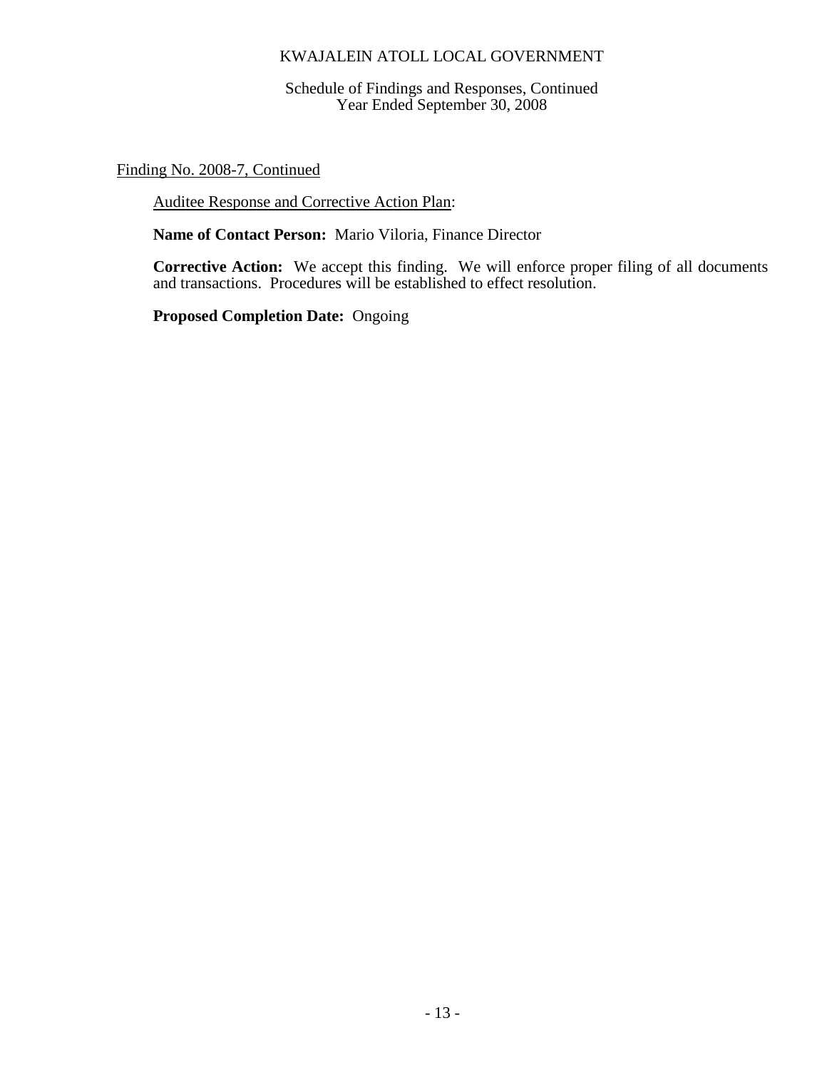Finding No. 2008-7, Continued

Auditee Response and Corrective Action Plan:

**Name of Contact Person:** Mario Viloria, Finance Director

**Corrective Action:** We accept this finding. We will enforce proper filing of all documents and transactions. Procedures will be established to effect resolution.

**Proposed Completion Date:** Ongoing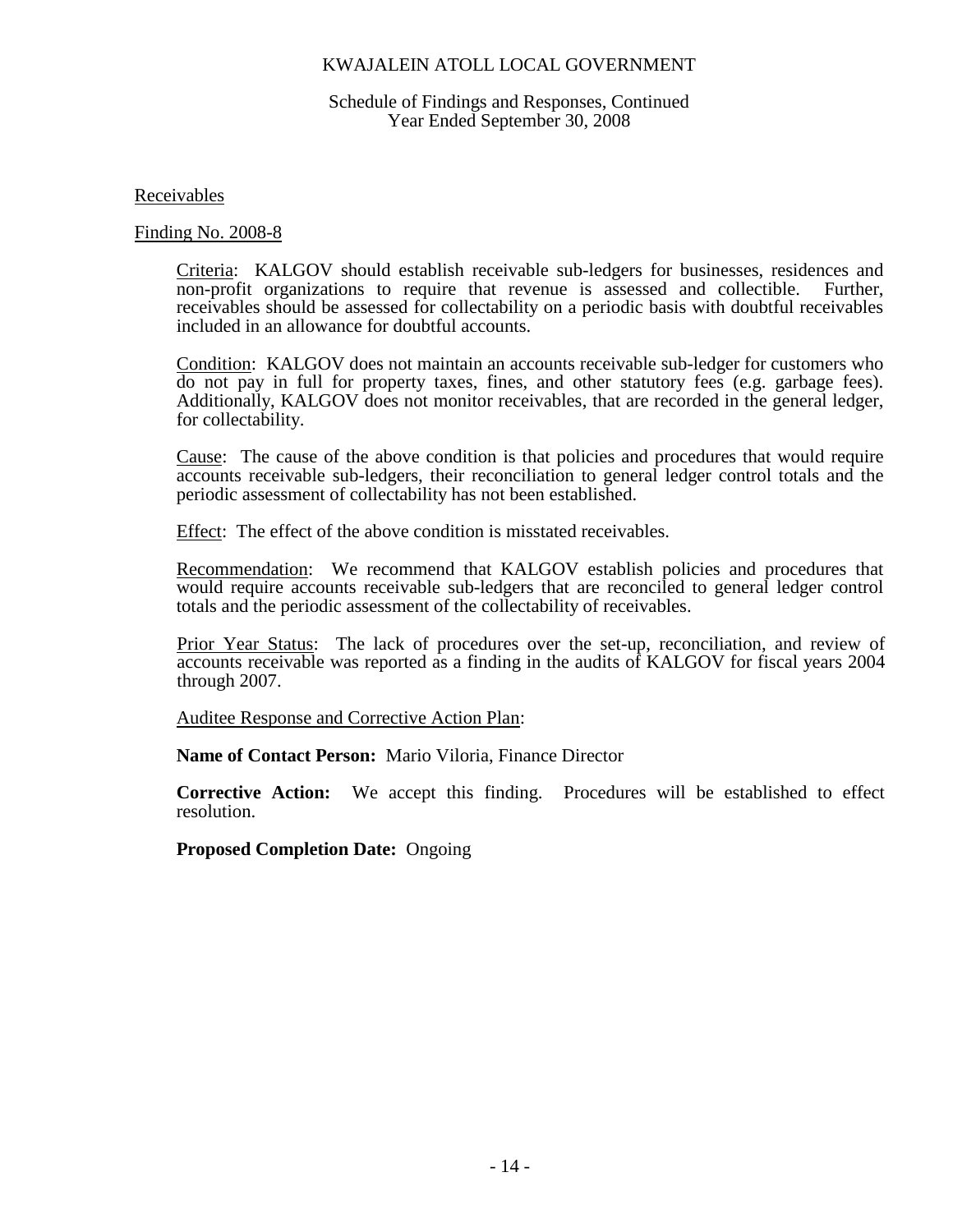Receivables

Finding No. 2008-8

Criteria: KALGOV should establish receivable sub-ledgers for businesses, residences and non-profit organizations to require that revenue is assessed and collectible. Further, receivables should be assessed for collectability on a periodic basis with doubtful receivables included in an allowance for doubtful accounts.

Condition: KALGOV does not maintain an accounts receivable sub-ledger for customers who do not pay in full for property taxes, fines, and other statutory fees (e.g. garbage fees). Additionally, KALGOV does not monitor receivables, that are recorded in the general ledger, for collectability.

Cause: The cause of the above condition is that policies and procedures that would require accounts receivable sub-ledgers, their reconciliation to general ledger control totals and the periodic assessment of collectability has not been established.

Effect: The effect of the above condition is misstated receivables.

Recommendation: We recommend that KALGOV establish policies and procedures that would require accounts receivable sub-ledgers that are reconciled to general ledger control totals and the periodic assessment of the collectability of receivables.

Prior Year Status: The lack of procedures over the set-up, reconciliation, and review of accounts receivable was reported as a finding in the audits of KALGOV for fiscal years 2004 through 2007.

Auditee Response and Corrective Action Plan:

**Name of Contact Person:** Mario Viloria, Finance Director

**Corrective Action:** We accept this finding. Procedures will be established to effect resolution.

**Proposed Completion Date:** Ongoing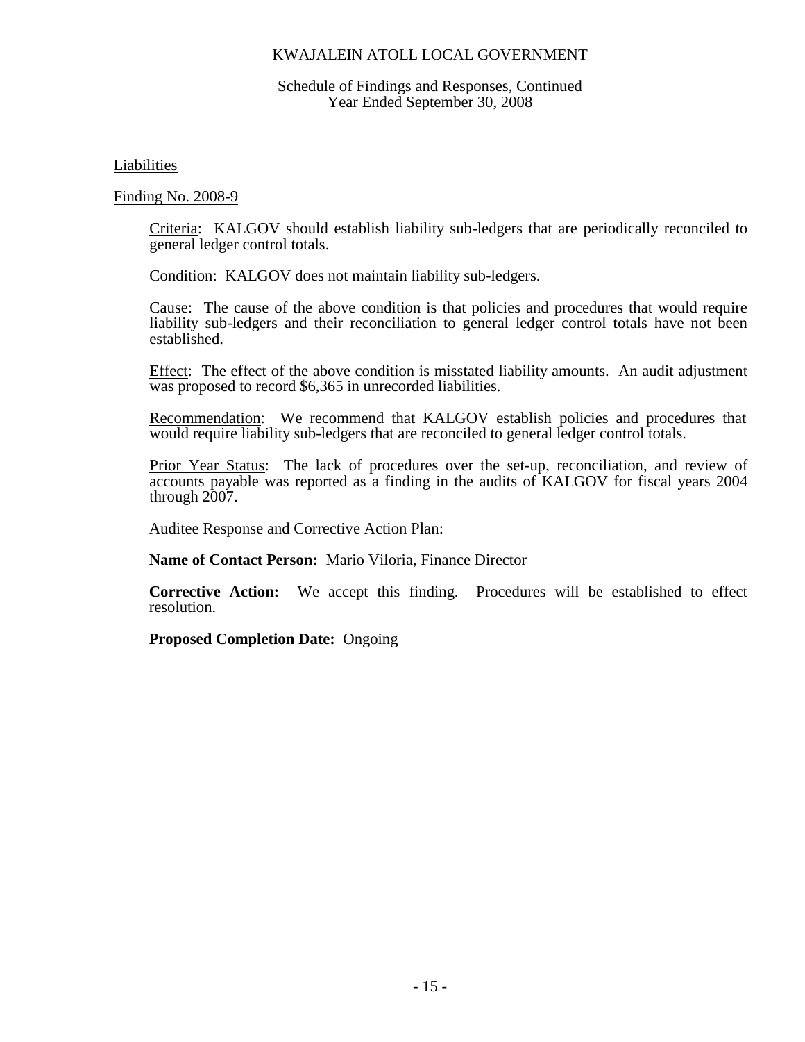Liabilities

Finding No. 2008-9

Criteria: KALGOV should establish liability sub-ledgers that are periodically reconciled to general ledger control totals.

Condition: KALGOV does not maintain liability sub-ledgers.

Cause: The cause of the above condition is that policies and procedures that would require liability sub-ledgers and their reconciliation to general ledger control totals have not been established.

Effect: The effect of the above condition is misstated liability amounts. An audit adjustment was proposed to record $6,365 in unrecorded liabilities.

Recommendation: We recommend that KALGOV establish policies and procedures that would require liability sub-ledgers that are reconciled to general ledger control totals.

Prior Year Status: The lack of procedures over the set-up, reconciliation, and review of accounts payable was reported as a finding in the audits of KALGOV for fiscal years 2004 through 2007.

Auditee Response and Corrective Action Plan:

**Name of Contact Person:** Mario Viloria, Finance Director

**Corrective Action:** We accept this finding. Procedures will be established to effect resolution.

**Proposed Completion Date:** Ongoing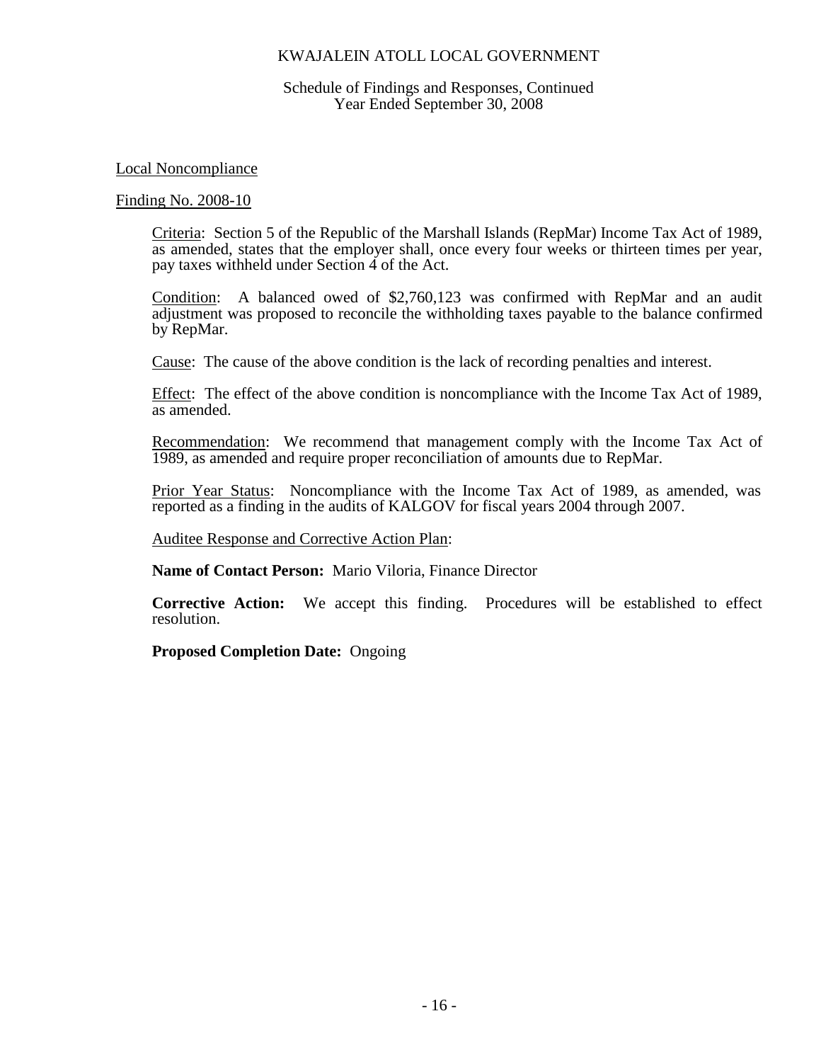# KWAJALEIN ATOLL LOCAL GOVERNMENT

Schedule of Findings and Responses, Continued
Year Ended September 30, 2008

## Local Noncompliance

### Finding No. 2008-10

Criteria: Section 5 of the Republic of the Marshall Islands (RepMar) Income Tax Act of 1989, as amended, states that the employer shall, once every four weeks or thirteen times per year, pay taxes withheld under Section 4 of the Act.

Condition: A balanced owed of $2,760,123 was confirmed with RepMar and an audit adjustment was proposed to reconcile the withholding taxes payable to the balance confirmed by RepMar.

Cause: The cause of the above condition is the lack of recording penalties and interest.

Effect: The effect of the above condition is noncompliance with the Income Tax Act of 1989, as amended.

Recommendation: We recommend that management comply with the Income Tax Act of 1989, as amended and require proper reconciliation of amounts due to RepMar.

Prior Year Status: Noncompliance with the Income Tax Act of 1989, as amended, was reported as a finding in the audits of KALGOV for fiscal years 2004 through 2007.

Auditee Response and Corrective Action Plan:

**Name of Contact Person:** Mario Viloria, Finance Director

**Corrective Action:** We accept this finding. Procedures will be established to effect resolution.

**Proposed Completion Date:** Ongoing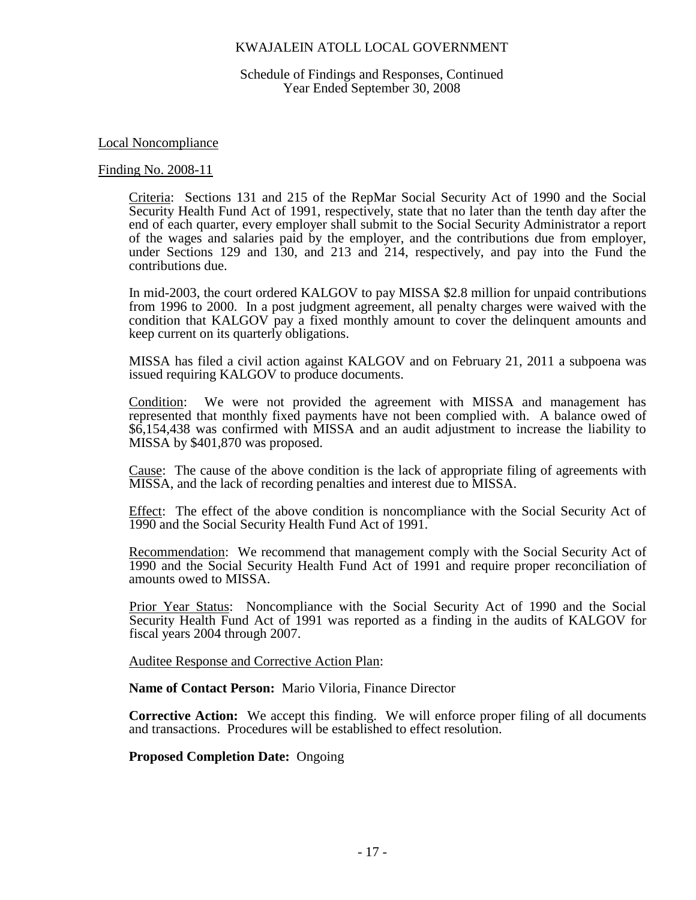KWAJALEIN ATOLL LOCAL GOVERNMENT

Schedule of Findings and Responses, Continued
Year Ended September 30, 2008

Local Noncompliance

Finding No. 2008-11

Criteria: Sections 131 and 215 of the RepMar Social Security Act of 1990 and the Social Security Health Fund Act of 1991, respectively, state that no later than the tenth day after the end of each quarter, every employer shall submit to the Social Security Administrator a report of the wages and salaries paid by the employer, and the contributions due from employer, under Sections 129 and 130, and 213 and 214, respectively, and pay into the Fund the contributions due.

In mid-2003, the court ordered KALGOV to pay MISSA $2.8 million for unpaid contributions from 1996 to 2000. In a post judgment agreement, all penalty charges were waived with the condition that KALGOV pay a fixed monthly amount to cover the delinquent amounts and keep current on its quarterly obligations.

MISSA has filed a civil action against KALGOV and on February 21, 2011 a subpoena was issued requiring KALGOV to produce documents.

Condition: We were not provided the agreement with MISSA and management has represented that monthly fixed payments have not been complied with. A balance owed of $6,154,438 was confirmed with MISSA and an audit adjustment to increase the liability to MISSA by $401,870 was proposed.

Cause: The cause of the above condition is the lack of appropriate filing of agreements with MISSA, and the lack of recording penalties and interest due to MISSA.

Effect: The effect of the above condition is noncompliance with the Social Security Act of 1990 and the Social Security Health Fund Act of 1991.

Recommendation: We recommend that management comply with the Social Security Act of 1990 and the Social Security Health Fund Act of 1991 and require proper reconciliation of amounts owed to MISSA.

Prior Year Status: Noncompliance with the Social Security Act of 1990 and the Social Security Health Fund Act of 1991 was reported as a finding in the audits of KALGOV for fiscal years 2004 through 2007.

Auditee Response and Corrective Action Plan:

**Name of Contact Person:** Mario Viloria, Finance Director

**Corrective Action:** We accept this finding. We will enforce proper filing of all documents and transactions. Procedures will be established to effect resolution.

**Proposed Completion Date:** Ongoing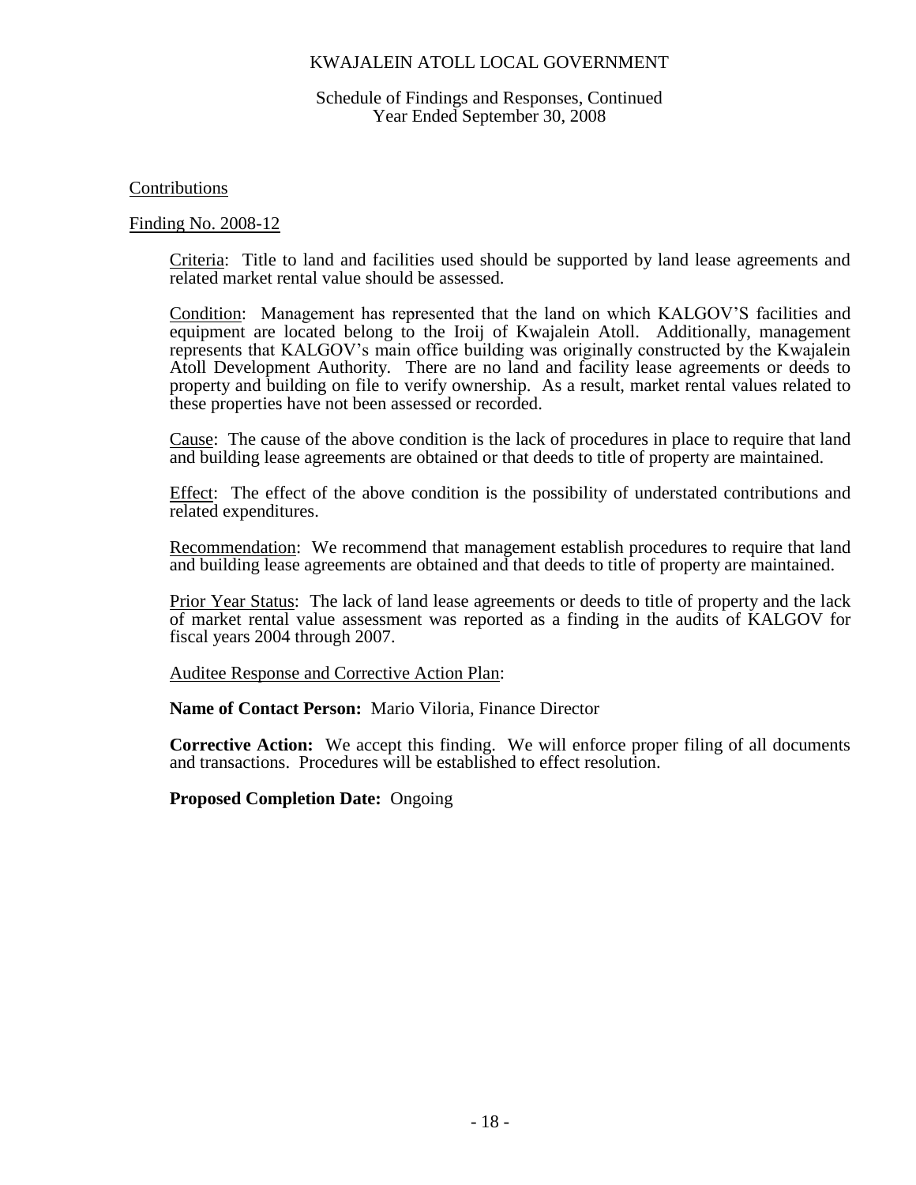# KWAJALEIN ATOLL LOCAL GOVERNMENT

Schedule of Findings and Responses, Continued
Year Ended September 30, 2008

## Contributions

### Finding No. 2008-12

Criteria: Title to land and facilities used should be supported by land lease agreements and related market rental value should be assessed.

Condition: Management has represented that the land on which KALGOV'S facilities and equipment are located belong to the Iroij of Kwajalein Atoll. Additionally, management represents that KALGOV's main office building was originally constructed by the Kwajalein Atoll Development Authority. There are no land and facility lease agreements or deeds to property and building on file to verify ownership. As a result, market rental values related to these properties have not been assessed or recorded.

Cause: The cause of the above condition is the lack of procedures in place to require that land and building lease agreements are obtained or that deeds to title of property are maintained.

Effect: The effect of the above condition is the possibility of understated contributions and related expenditures.

Recommendation: We recommend that management establish procedures to require that land and building lease agreements are obtained and that deeds to title of property are maintained.

Prior Year Status: The lack of land lease agreements or deeds to title of property and the lack of market rental value assessment was reported as a finding in the audits of KALGOV for fiscal years 2004 through 2007.

Auditee Response and Corrective Action Plan:

**Name of Contact Person:** Mario Viloria, Finance Director

**Corrective Action:** We accept this finding. We will enforce proper filing of all documents and transactions. Procedures will be established to effect resolution.

**Proposed Completion Date:** Ongoing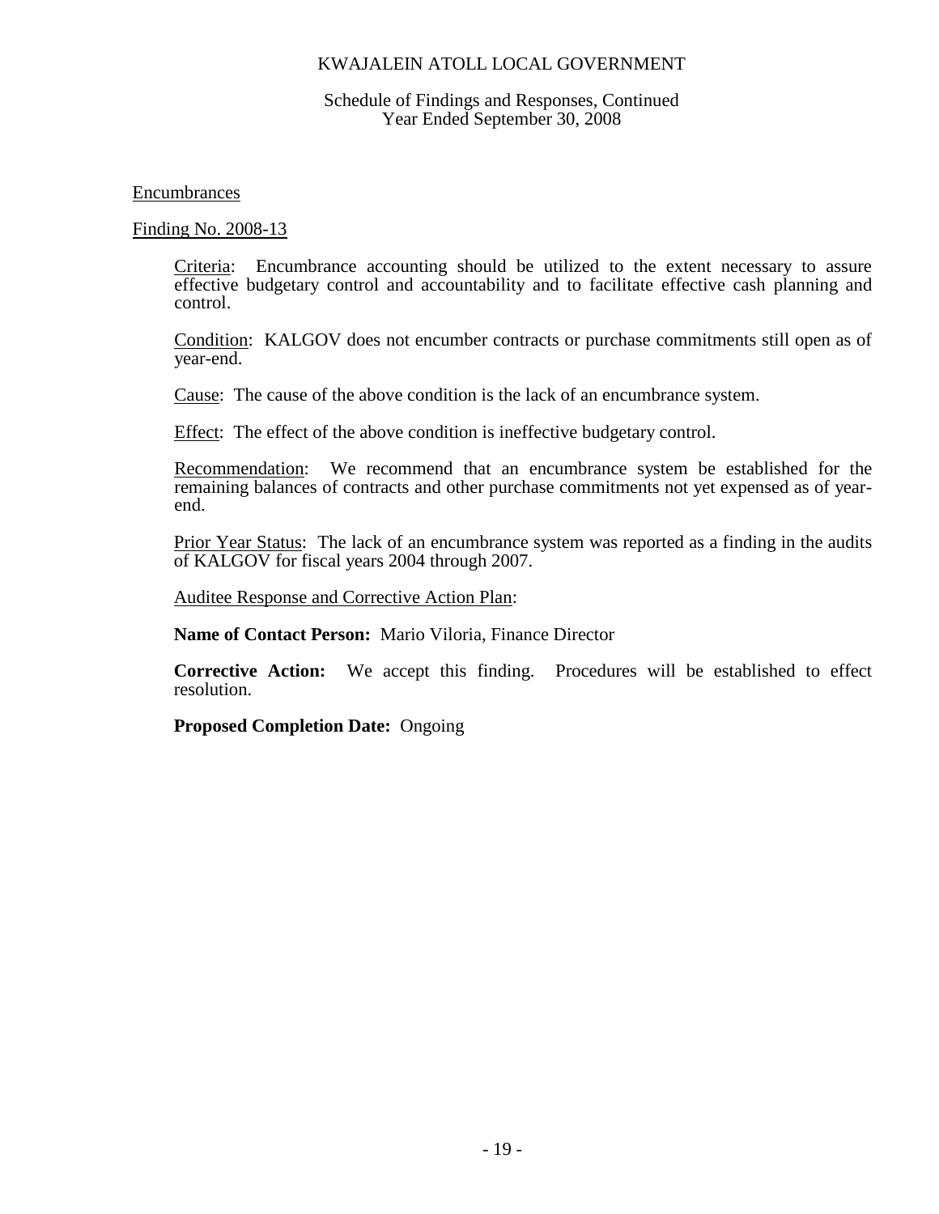KWAJALEIN ATOLL LOCAL GOVERNMENT

Schedule of Findings and Responses, Continued
Year Ended September 30, 2008

Encumbrances

Finding No. 2008-13

Criteria: Encumbrance accounting should be utilized to the extent necessary to assure effective budgetary control and accountability and to facilitate effective cash planning and control.

Condition: KALGOV does not encumber contracts or purchase commitments still open as of year-end.

Cause: The cause of the above condition is the lack of an encumbrance system.

Effect: The effect of the above condition is ineffective budgetary control.

Recommendation: We recommend that an encumbrance system be established for the remaining balances of contracts and other purchase commitments not yet expensed as of year-end.

Prior Year Status: The lack of an encumbrance system was reported as a finding in the audits of KALGOV for fiscal years 2004 through 2007.

Auditee Response and Corrective Action Plan:

**Name of Contact Person:** Mario Viloria, Finance Director

**Corrective Action:** We accept this finding. Procedures will be established to effect resolution.

**Proposed Completion Date:** Ongoing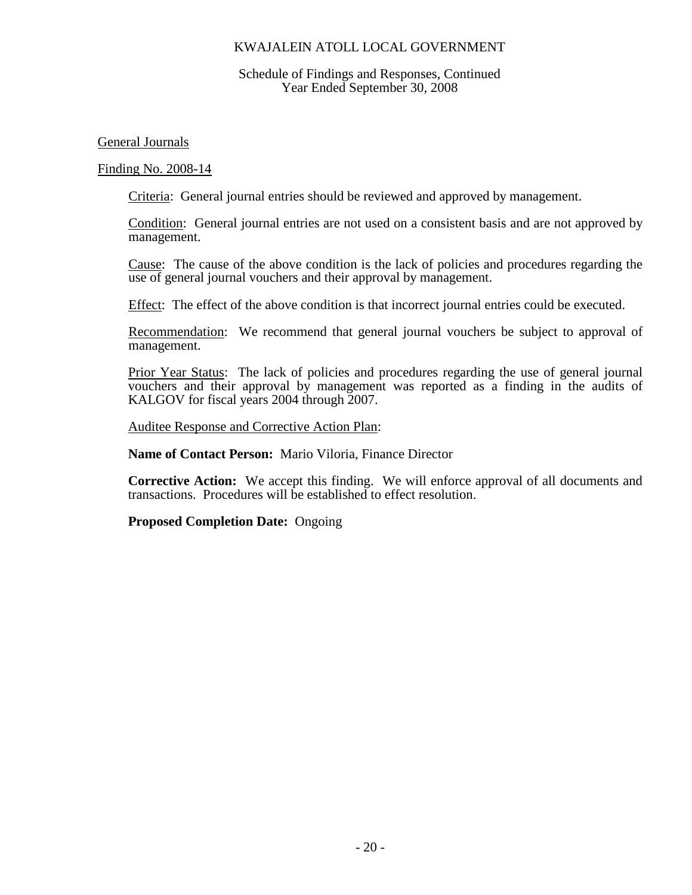KWAJALEIN ATOLL LOCAL GOVERNMENT

Schedule of Findings and Responses, Continued
Year Ended September 30, 2008

General Journals

Finding No. 2008-14

Criteria: General journal entries should be reviewed and approved by management.

Condition: General journal entries are not used on a consistent basis and are not approved by management.

Cause: The cause of the above condition is the lack of policies and procedures regarding the use of general journal vouchers and their approval by management.

Effect: The effect of the above condition is that incorrect journal entries could be executed.

Recommendation: We recommend that general journal vouchers be subject to approval of management.

Prior Year Status: The lack of policies and procedures regarding the use of general journal vouchers and their approval by management was reported as a finding in the audits of KALGOV for fiscal years 2004 through 2007.

Auditee Response and Corrective Action Plan:

**Name of Contact Person:** Mario Viloria, Finance Director

**Corrective Action:** We accept this finding. We will enforce approval of all documents and transactions. Procedures will be established to effect resolution.

**Proposed Completion Date:** Ongoing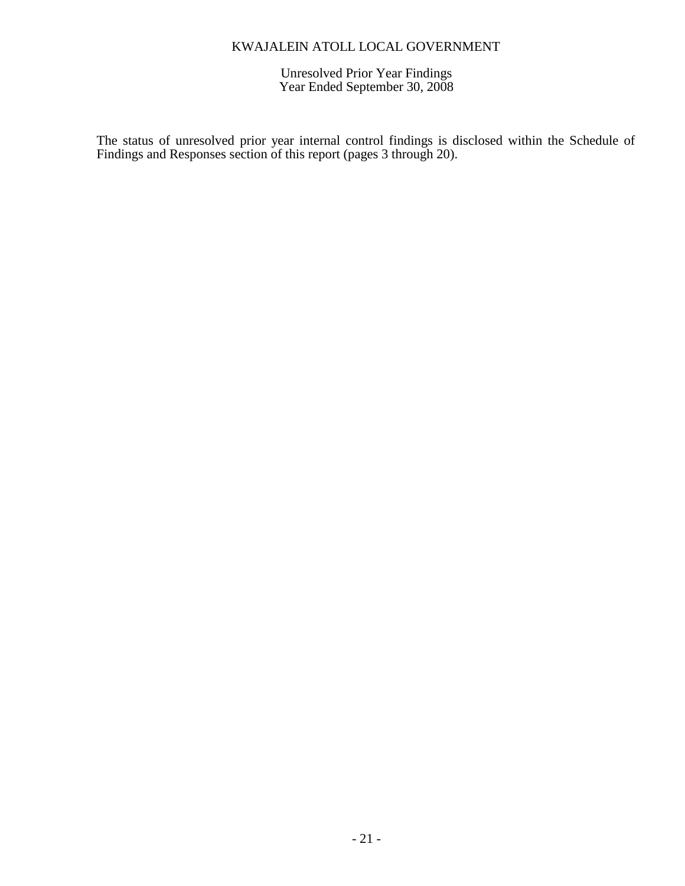# KWAJALEIN ATOLL LOCAL GOVERNMENT

## Unresolved Prior Year Findings
## Year Ended September 30, 2008

The status of unresolved prior year internal control findings is disclosed within the Schedule of Findings and Responses section of this report (pages 3 through 20).